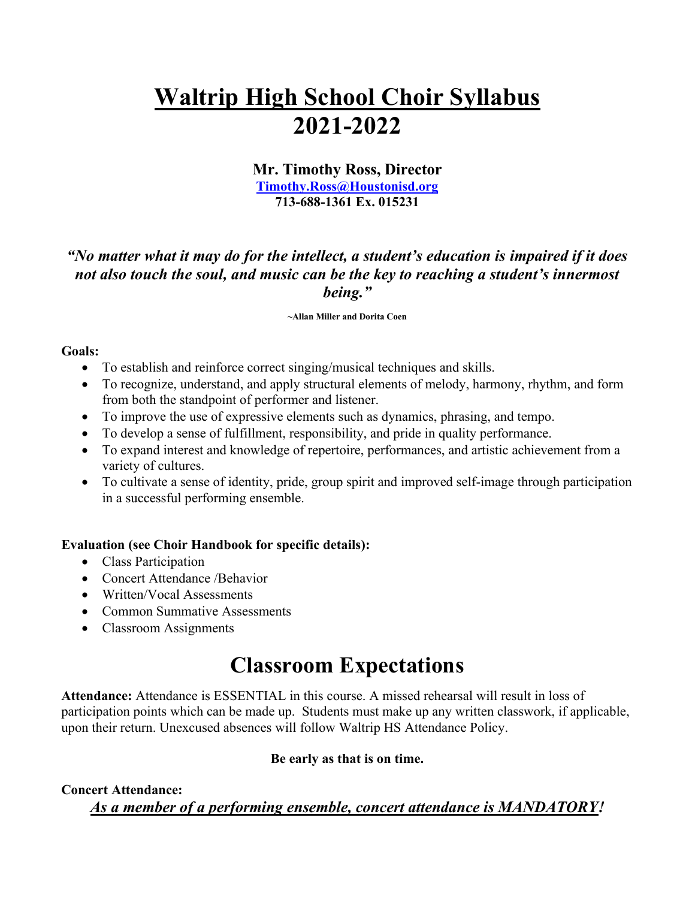# Waltrip High School Choir Syllabus 2021-2022

**Mr. Timothy Ross, Director**
**Timothy.Ross@Houstonisd.org**
**713-688-1361 Ex. 015231**

***"No matter what it may do for the intellect, a student's education is impaired if it does not also touch the soul, and music can be the key to reaching a student's innermost being."***

**~Allan Miller and Dorita Coen**

**Goals:**

- To establish and reinforce correct singing/musical techniques and skills.
- To recognize, understand, and apply structural elements of melody, harmony, rhythm, and form from both the standpoint of performer and listener.
- To improve the use of expressive elements such as dynamics, phrasing, and tempo.
- To develop a sense of fulfillment, responsibility, and pride in quality performance.
- To expand interest and knowledge of repertoire, performances, and artistic achievement from a variety of cultures.
- To cultivate a sense of identity, pride, group spirit and improved self-image through participation in a successful performing ensemble.

**Evaluation (see Choir Handbook for specific details):**

- Class Participation
- Concert Attendance /Behavior
- Written/Vocal Assessments
- Common Summative Assessments
- Classroom Assignments

## Classroom Expectations

**Attendance:** Attendance is ESSENTIAL in this course. A missed rehearsal will result in loss of participation points which can be made up. Students must make up any written classwork, if applicable, upon their return. Unexcused absences will follow Waltrip HS Attendance Policy.

**Be early as that is on time.**

**Concert Attendance:**

***As a member of a performing ensemble, concert attendance is MANDATORY!***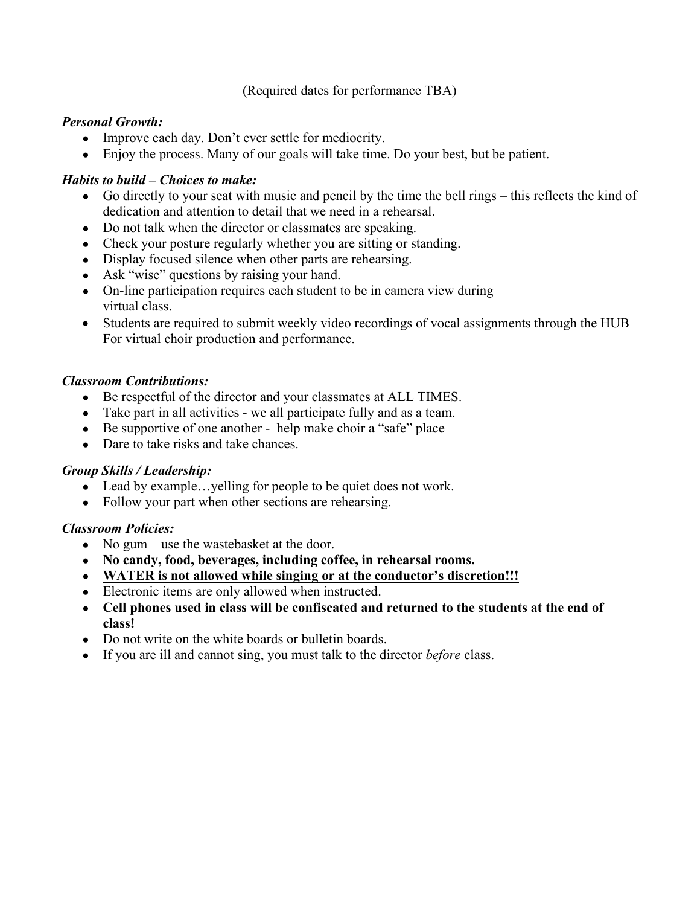(Required dates for performance TBA)

***Personal Growth:***

- Improve each day. Don't ever settle for mediocrity.
- Enjoy the process. Many of our goals will take time. Do your best, but be patient.

***Habits to build – Choices to make:***

- Go directly to your seat with music and pencil by the time the bell rings – this reflects the kind of dedication and attention to detail that we need in a rehearsal.
- Do not talk when the director or classmates are speaking.
- Check your posture regularly whether you are sitting or standing.
- Display focused silence when other parts are rehearsing.
- Ask "wise" questions by raising your hand.
- On-line participation requires each student to be in camera view during virtual class.
- Students are required to submit weekly video recordings of vocal assignments through the HUB For virtual choir production and performance.

***Classroom Contributions:***

- Be respectful of the director and your classmates at ALL TIMES.
- Take part in all activities - we all participate fully and as a team.
- Be supportive of one another - help make choir a "safe" place
- Dare to take risks and take chances.

***Group Skills / Leadership:***

- Lead by example…yelling for people to be quiet does not work.
- Follow your part when other sections are rehearsing.

***Classroom Policies:***

- No gum – use the wastebasket at the door.
- **No candy, food, beverages, including coffee, in rehearsal rooms.**
- <u>**WATER is not allowed while singing or at the conductor's discretion!!!**</u>
- Electronic items are only allowed when instructed.
- **Cell phones used in class will be confiscated and returned to the students at the end of class!**
- Do not write on the white boards or bulletin boards.
- If you are ill and cannot sing, you must talk to the director *before* class.